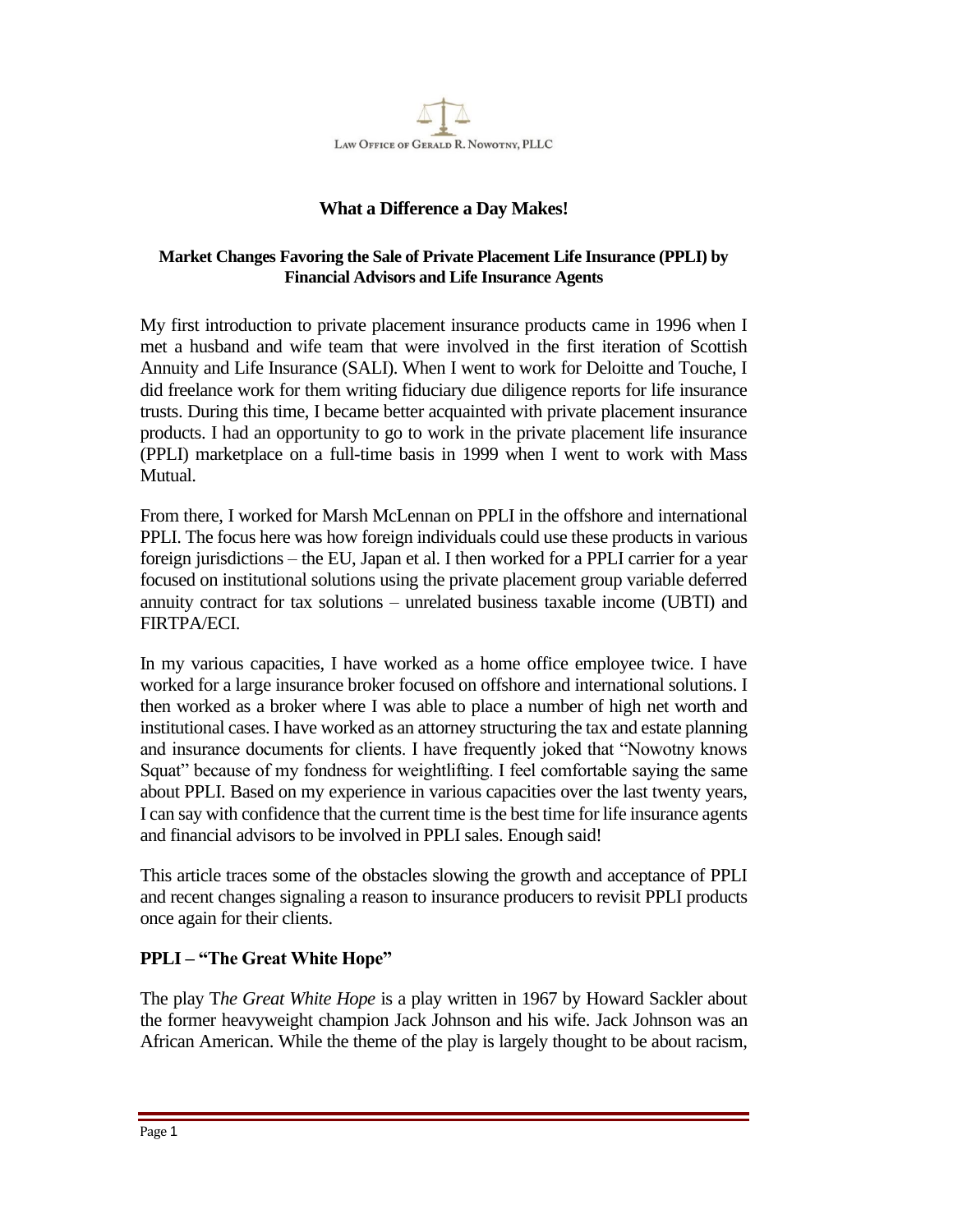Law Office of Gerald R. Nowotny, PLLC

## What a Difference a Day Makes!

### Market Changes Favoring the Sale of Private Placement Life Insurance (PPLI) by Financial Advisors and Life Insurance Agents

My first introduction to private placement insurance products came in 1996 when I met a husband and wife team that were involved in the first iteration of Scottish Annuity and Life Insurance (SALI). When I went to work for Deloitte and Touche, I did freelance work for them writing fiduciary due diligence reports for life insurance trusts. During this time, I became better acquainted with private placement insurance products. I had an opportunity to go to work in the private placement life insurance (PPLI) marketplace on a full-time basis in 1999 when I went to work with Mass Mutual.

From there, I worked for Marsh McLennan on PPLI in the offshore and international PPLI. The focus here was how foreign individuals could use these products in various foreign jurisdictions – the EU, Japan et al. I then worked for a PPLI carrier for a year focused on institutional solutions using the private placement group variable deferred annuity contract for tax solutions – unrelated business taxable income (UBTI) and FIRTPA/ECI.

In my various capacities, I have worked as a home office employee twice. I have worked for a large insurance broker focused on offshore and international solutions. I then worked as a broker where I was able to place a number of high net worth and institutional cases. I have worked as an attorney structuring the tax and estate planning and insurance documents for clients. I have frequently joked that "Nowotny knows Squat" because of my fondness for weightlifting. I feel comfortable saying the same about PPLI. Based on my experience in various capacities over the last twenty years, I can say with confidence that the current time is the best time for life insurance agents and financial advisors to be involved in PPLI sales. Enough said!

This article traces some of the obstacles slowing the growth and acceptance of PPLI and recent changes signaling a reason to insurance producers to revisit PPLI products once again for their clients.

### PPLI – "The Great White Hope"

The play T*he Great White Hope* is a play written in 1967 by Howard Sackler about the former heavyweight champion Jack Johnson and his wife. Jack Johnson was an African American. While the theme of the play is largely thought to be about racism,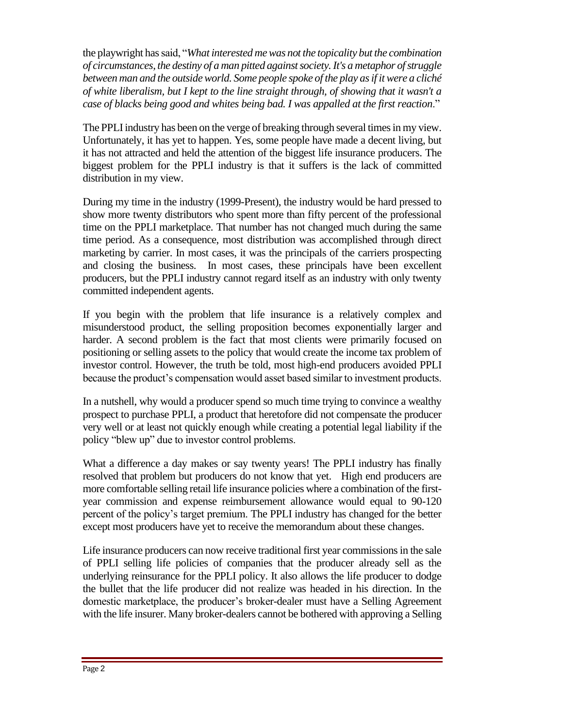the playwright has said, "*What interested me was not the topicality but the combination of circumstances, the destiny of a man pitted against society. It's a metaphor of struggle between man and the outside world. Some people spoke of the play as if it were a cliché of white liberalism, but I kept to the line straight through, of showing that it wasn't a case of blacks being good and whites being bad. I was appalled at the first reaction*."

The PPLI industry has been on the verge of breaking through several times in my view. Unfortunately, it has yet to happen. Yes, some people have made a decent living, but it has not attracted and held the attention of the biggest life insurance producers. The biggest problem for the PPLI industry is that it suffers is the lack of committed distribution in my view.

During my time in the industry (1999-Present), the industry would be hard pressed to show more twenty distributors who spent more than fifty percent of the professional time on the PPLI marketplace. That number has not changed much during the same time period. As a consequence, most distribution was accomplished through direct marketing by carrier. In most cases, it was the principals of the carriers prospecting and closing the business. In most cases, these principals have been excellent producers, but the PPLI industry cannot regard itself as an industry with only twenty committed independent agents.

If you begin with the problem that life insurance is a relatively complex and misunderstood product, the selling proposition becomes exponentially larger and harder. A second problem is the fact that most clients were primarily focused on positioning or selling assets to the policy that would create the income tax problem of investor control. However, the truth be told, most high-end producers avoided PPLI because the product's compensation would asset based similar to investment products.

In a nutshell, why would a producer spend so much time trying to convince a wealthy prospect to purchase PPLI, a product that heretofore did not compensate the producer very well or at least not quickly enough while creating a potential legal liability if the policy "blew up" due to investor control problems.

What a difference a day makes or say twenty years! The PPLI industry has finally resolved that problem but producers do not know that yet. High end producers are more comfortable selling retail life insurance policies where a combination of the first-year commission and expense reimbursement allowance would equal to 90-120 percent of the policy's target premium. The PPLI industry has changed for the better except most producers have yet to receive the memorandum about these changes.

Life insurance producers can now receive traditional first year commissions in the sale of PPLI selling life policies of companies that the producer already sell as the underlying reinsurance for the PPLI policy. It also allows the life producer to dodge the bullet that the life producer did not realize was headed in his direction. In the domestic marketplace, the producer's broker-dealer must have a Selling Agreement with the life insurer. Many broker-dealers cannot be bothered with approving a Selling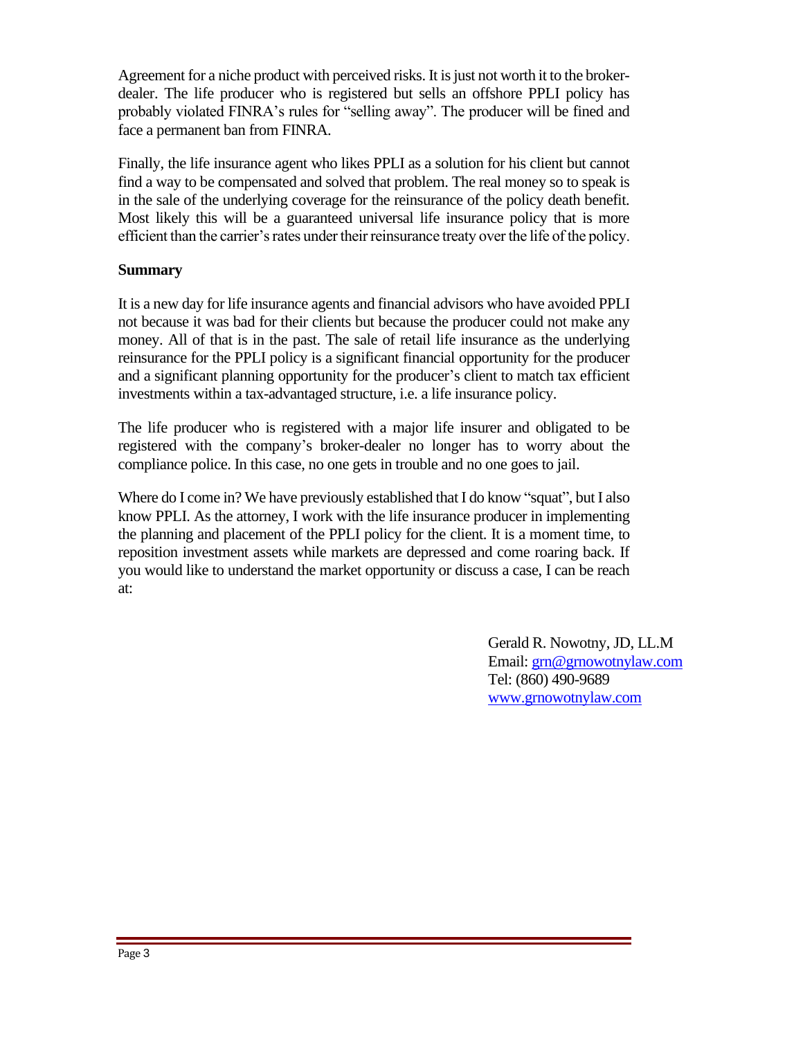Agreement for a niche product with perceived risks. It is just not worth it to the broker-dealer. The life producer who is registered but sells an offshore PPLI policy has probably violated FINRA's rules for "selling away". The producer will be fined and face a permanent ban from FINRA.

Finally, the life insurance agent who likes PPLI as a solution for his client but cannot find a way to be compensated and solved that problem. The real money so to speak is in the sale of the underlying coverage for the reinsurance of the policy death benefit. Most likely this will be a guaranteed universal life insurance policy that is more efficient than the carrier's rates under their reinsurance treaty over the life of the policy.

**Summary**

It is a new day for life insurance agents and financial advisors who have avoided PPLI not because it was bad for their clients but because the producer could not make any money. All of that is in the past. The sale of retail life insurance as the underlying reinsurance for the PPLI policy is a significant financial opportunity for the producer and a significant planning opportunity for the producer's client to match tax efficient investments within a tax-advantaged structure, i.e. a life insurance policy.

The life producer who is registered with a major life insurer and obligated to be registered with the company's broker-dealer no longer has to worry about the compliance police. In this case, no one gets in trouble and no one goes to jail.

Where do I come in? We have previously established that I do know "squat", but I also know PPLI. As the attorney, I work with the life insurance producer in implementing the planning and placement of the PPLI policy for the client. It is a moment time, to reposition investment assets while markets are depressed and come roaring back. If you would like to understand the market opportunity or discuss a case, I can be reach at:

Gerald R. Nowotny, JD, LL.M
Email: grn@grnowotnylaw.com
Tel: (860) 490-9689
www.grnowotnylaw.com